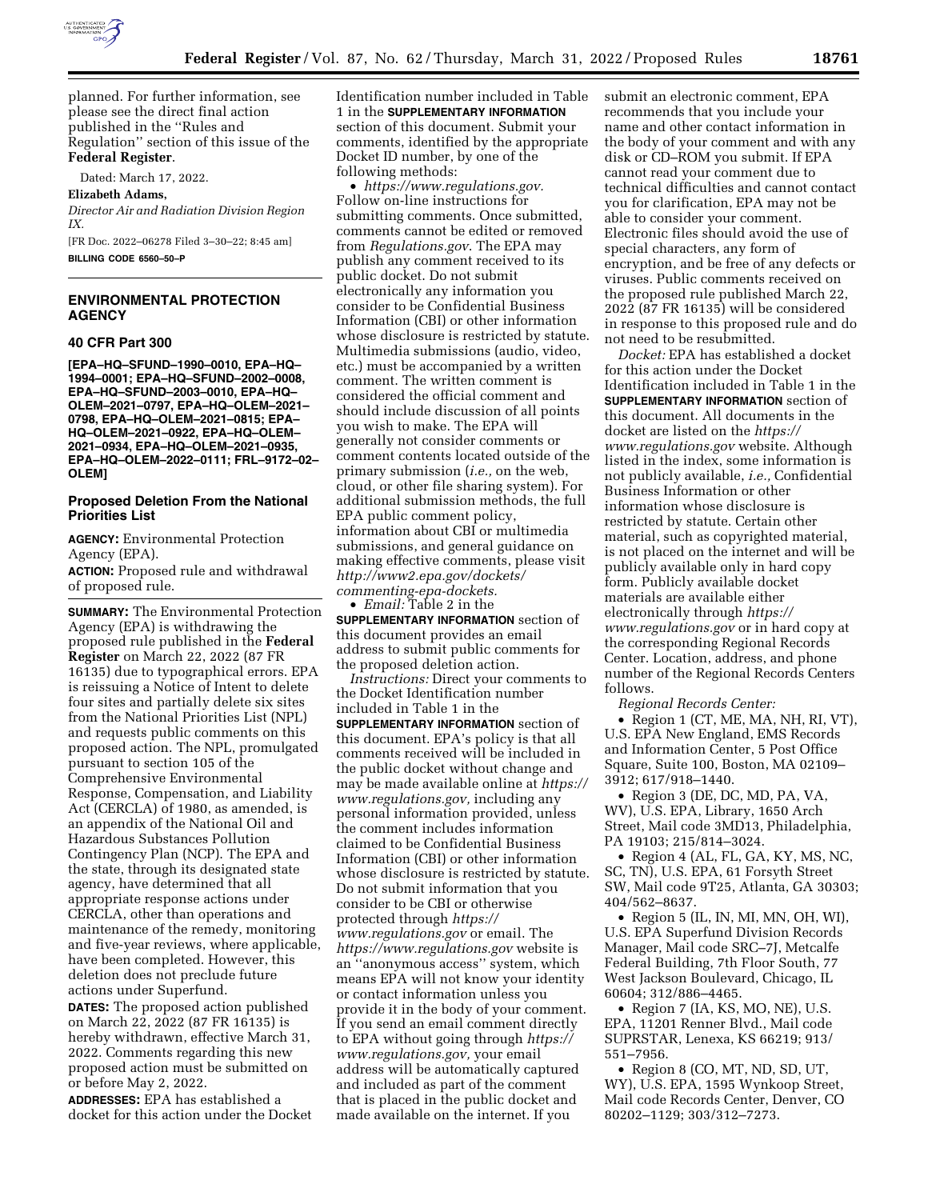planned. For further information, see please see the direct final action published in the ''Rules and Regulation'' section of this issue of the **Federal Register**.

Dated: March 17, 2022.

**Elizabeth Adams,**

*Director Air and Radiation Division Region IX.*

[FR Doc. 2022–06278 Filed 3–30–22; 8:45 am]

**BILLING CODE 6560–50–P**

## ENVIRONMENTAL PROTECTION AGENCY

### 40 CFR Part 300

**[EPA–HQ–SFUND–1990–0010, EPA–HQ–1994–0001; EPA–HQ–SFUND–2002–0008, EPA–HQ–SFUND–2003–0010, EPA–HQ–OLEM–2021–0797, EPA–HQ–OLEM–2021–0798, EPA–HQ–OLEM–2021–0815; EPA–HQ–OLEM–2021–0922, EPA–HQ–OLEM–2021–0934, EPA–HQ–OLEM–2021–0935, EPA–HQ–OLEM–2022–0111; FRL–9172–02–OLEM]**

### Proposed Deletion From the National Priorities List

**AGENCY:** Environmental Protection Agency (EPA).

**ACTION:** Proposed rule and withdrawal of proposed rule.

**SUMMARY:** The Environmental Protection Agency (EPA) is withdrawing the proposed rule published in the **Federal Register** on March 22, 2022 (87 FR 16135) due to typographical errors. EPA is reissuing a Notice of Intent to delete four sites and partially delete six sites from the National Priorities List (NPL) and requests public comments on this proposed action. The NPL, promulgated pursuant to section 105 of the Comprehensive Environmental Response, Compensation, and Liability Act (CERCLA) of 1980, as amended, is an appendix of the National Oil and Hazardous Substances Pollution Contingency Plan (NCP). The EPA and the state, through its designated state agency, have determined that all appropriate response actions under CERCLA, other than operations and maintenance of the remedy, monitoring and five-year reviews, where applicable, have been completed. However, this deletion does not preclude future actions under Superfund.

**DATES:** The proposed action published on March 22, 2022 (87 FR 16135) is hereby withdrawn, effective March 31, 2022. Comments regarding this new proposed action must be submitted on or before May 2, 2022.

**ADDRESSES:** EPA has established a docket for this action under the Docket Identification number included in Table 1 in the **SUPPLEMENTARY INFORMATION** section of this document. Submit your comments, identified by the appropriate Docket ID number, by one of the following methods:

• *https://www.regulations.gov.* Follow on-line instructions for submitting comments. Once submitted, comments cannot be edited or removed from *Regulations.gov.* The EPA may publish any comment received to its public docket. Do not submit electronically any information you consider to be Confidential Business Information (CBI) or other information whose disclosure is restricted by statute. Multimedia submissions (audio, video, etc.) must be accompanied by a written comment. The written comment is considered the official comment and should include discussion of all points you wish to make. The EPA will generally not consider comments or comment contents located outside of the primary submission (*i.e.,* on the web, cloud, or other file sharing system). For additional submission methods, the full EPA public comment policy, information about CBI or multimedia submissions, and general guidance on making effective comments, please visit *http://www2.epa.gov/dockets/commenting-epa-dockets.*

• *Email:* Table 2 in the **SUPPLEMENTARY INFORMATION** section of this document provides an email address to submit public comments for the proposed deletion action.

*Instructions:* Direct your comments to the Docket Identification number included in Table 1 in the **SUPPLEMENTARY INFORMATION** section of this document. EPA's policy is that all comments received will be included in the public docket without change and may be made available online at *https://www.regulations.gov,* including any personal information provided, unless the comment includes information claimed to be Confidential Business Information (CBI) or other information whose disclosure is restricted by statute. Do not submit information that you consider to be CBI or otherwise protected through *https://www.regulations.gov* or email. The *https://www.regulations.gov* website is an ''anonymous access'' system, which means EPA will not know your identity or contact information unless you provide it in the body of your comment. If you send an email comment directly to EPA without going through *https://www.regulations.gov,* your email address will be automatically captured and included as part of the comment that is placed in the public docket and made available on the internet. If you submit an electronic comment, EPA recommends that you include your name and other contact information in the body of your comment and with any disk or CD–ROM you submit. If EPA cannot read your comment due to technical difficulties and cannot contact you for clarification, EPA may not be able to consider your comment. Electronic files should avoid the use of special characters, any form of encryption, and be free of any defects or viruses. Public comments received on the proposed rule published March 22, 2022 (87 FR 16135) will be considered in response to this proposed rule and do not need to be resubmitted.

*Docket:* EPA has established a docket for this action under the Docket Identification included in Table 1 in the **SUPPLEMENTARY INFORMATION** section of this document. All documents in the docket are listed on the *https://www.regulations.gov* website. Although listed in the index, some information is not publicly available, *i.e.,* Confidential Business Information or other information whose disclosure is restricted by statute. Certain other material, such as copyrighted material, is not placed on the internet and will be publicly available only in hard copy form. Publicly available docket materials are available either electronically through *https://www.regulations.gov* or in hard copy at the corresponding Regional Records Center. Location, address, and phone number of the Regional Records Centers follows.

*Regional Records Center:*

• Region 1 (CT, ME, MA, NH, RI, VT), U.S. EPA New England, EMS Records and Information Center, 5 Post Office Square, Suite 100, Boston, MA 02109–3912; 617/918–1440.

• Region 3 (DE, DC, MD, PA, VA, WV), U.S. EPA, Library, 1650 Arch Street, Mail code 3MD13, Philadelphia, PA 19103; 215/814–3024.

• Region 4 (AL, FL, GA, KY, MS, NC, SC, TN), U.S. EPA, 61 Forsyth Street SW, Mail code 9T25, Atlanta, GA 30303; 404/562–8637.

• Region 5 (IL, IN, MI, MN, OH, WI), U.S. EPA Superfund Division Records Manager, Mail code SRC–7J, Metcalfe Federal Building, 7th Floor South, 77 West Jackson Boulevard, Chicago, IL 60604; 312/886–4465.

• Region 7 (IA, KS, MO, NE), U.S. EPA, 11201 Renner Blvd., Mail code SUPRSTAR, Lenexa, KS 66219; 913/551–7956.

• Region 8 (CO, MT, ND, SD, UT, WY), U.S. EPA, 1595 Wynkoop Street, Mail code Records Center, Denver, CO 80202–1129; 303/312–7273.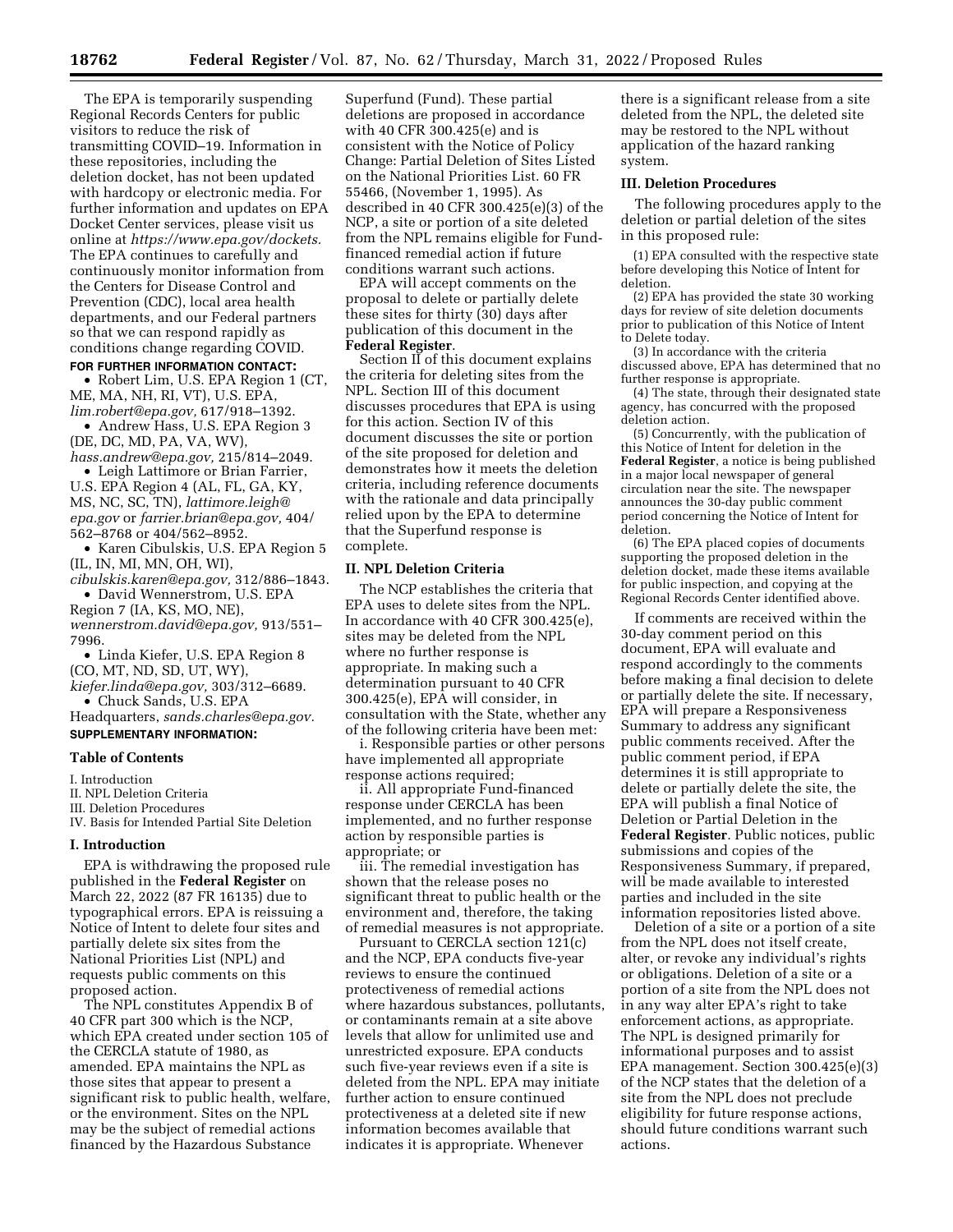The EPA is temporarily suspending Regional Records Centers for public visitors to reduce the risk of transmitting COVID–19. Information in these repositories, including the deletion docket, has not been updated with hardcopy or electronic media. For further information and updates on EPA Docket Center services, please visit us online at *https://www.epa.gov/dockets.* The EPA continues to carefully and continuously monitor information from the Centers for Disease Control and Prevention (CDC), local area health departments, and our Federal partners so that we can respond rapidly as conditions change regarding COVID.

**FOR FURTHER INFORMATION CONTACT:**

- Robert Lim, U.S. EPA Region 1 (CT, ME, MA, NH, RI, VT), U.S. EPA, *lim.robert@epa.gov,* 617/918–1392.
- Andrew Hass, U.S. EPA Region 3 (DE, DC, MD, PA, VA, WV), *hass.andrew@epa.gov,* 215/814–2049.
- Leigh Lattimore or Brian Farrier, U.S. EPA Region 4 (AL, FL, GA, KY, MS, NC, SC, TN), *lattimore.leigh@epa.gov* or *farrier.brian@epa.gov,* 404/562–8768 or 404/562–8952.
- Karen Cibulskis, U.S. EPA Region 5 (IL, IN, MI, MN, OH, WI), *cibulskis.karen@epa.gov,* 312/886–1843.
- David Wennerstrom, U.S. EPA Region 7 (IA, KS, MO, NE), *wennerstrom.david@epa.gov,* 913/551–7996.
- Linda Kiefer, U.S. EPA Region 8 (CO, MT, ND, SD, UT, WY), *kiefer.linda@epa.gov,* 303/312–6689.
- Chuck Sands, U.S. EPA Headquarters, *sands.charles@epa.gov.*

**SUPPLEMENTARY INFORMATION:**

## Table of Contents

I. Introduction
II. NPL Deletion Criteria
III. Deletion Procedures
IV. Basis for Intended Partial Site Deletion

## I. Introduction

EPA is withdrawing the proposed rule published in the **Federal Register** on March 22, 2022 (87 FR 16135) due to typographical errors. EPA is reissuing a Notice of Intent to delete four sites and partially delete six sites from the National Priorities List (NPL) and requests public comments on this proposed action.

The NPL constitutes Appendix B of 40 CFR part 300 which is the NCP, which EPA created under section 105 of the CERCLA statute of 1980, as amended. EPA maintains the NPL as those sites that appear to present a significant risk to public health, welfare, or the environment. Sites on the NPL may be the subject of remedial actions financed by the Hazardous Substance Superfund (Fund). These partial deletions are proposed in accordance with 40 CFR 300.425(e) and is consistent with the Notice of Policy Change: Partial Deletion of Sites Listed on the National Priorities List. 60 FR 55466, (November 1, 1995). As described in 40 CFR 300.425(e)(3) of the NCP, a site or portion of a site deleted from the NPL remains eligible for Fund-financed remedial action if future conditions warrant such actions.

EPA will accept comments on the proposal to delete or partially delete these sites for thirty (30) days after publication of this document in the **Federal Register**.

Section II of this document explains the criteria for deleting sites from the NPL. Section III of this document discusses procedures that EPA is using for this action. Section IV of this document discusses the site or portion of the site proposed for deletion and demonstrates how it meets the deletion criteria, including reference documents with the rationale and data principally relied upon by the EPA to determine that the Superfund response is complete.

## II. NPL Deletion Criteria

The NCP establishes the criteria that EPA uses to delete sites from the NPL. In accordance with 40 CFR 300.425(e), sites may be deleted from the NPL where no further response is appropriate. In making such a determination pursuant to 40 CFR 300.425(e), EPA will consider, in consultation with the State, whether any of the following criteria have been met:

i. Responsible parties or other persons have implemented all appropriate response actions required;

ii. All appropriate Fund-financed response under CERCLA has been implemented, and no further response action by responsible parties is appropriate; or

iii. The remedial investigation has shown that the release poses no significant threat to public health or the environment and, therefore, the taking of remedial measures is not appropriate.

Pursuant to CERCLA section 121(c) and the NCP, EPA conducts five-year reviews to ensure the continued protectiveness of remedial actions where hazardous substances, pollutants, or contaminants remain at a site above levels that allow for unlimited use and unrestricted exposure. EPA conducts such five-year reviews even if a site is deleted from the NPL. EPA may initiate further action to ensure continued protectiveness at a deleted site if new information becomes available that indicates it is appropriate. Whenever there is a significant release from a site deleted from the NPL, the deleted site may be restored to the NPL without application of the hazard ranking system.

## III. Deletion Procedures

The following procedures apply to the deletion or partial deletion of the sites in this proposed rule:

(1) EPA consulted with the respective state before developing this Notice of Intent for deletion.

(2) EPA has provided the state 30 working days for review of site deletion documents prior to publication of this Notice of Intent to Delete today.

(3) In accordance with the criteria discussed above, EPA has determined that no further response is appropriate.

(4) The state, through their designated state agency, has concurred with the proposed deletion action.

(5) Concurrently, with the publication of this Notice of Intent for deletion in the **Federal Register**, a notice is being published in a major local newspaper of general circulation near the site. The newspaper announces the 30-day public comment period concerning the Notice of Intent for deletion.

(6) The EPA placed copies of documents supporting the proposed deletion in the deletion docket, made these items available for public inspection, and copying at the Regional Records Center identified above.

If comments are received within the 30-day comment period on this document, EPA will evaluate and respond accordingly to the comments before making a final decision to delete or partially delete the site. If necessary, EPA will prepare a Responsiveness Summary to address any significant public comments received. After the public comment period, if EPA determines it is still appropriate to delete or partially delete the site, the EPA will publish a final Notice of Deletion or Partial Deletion in the **Federal Register**. Public notices, public submissions and copies of the Responsiveness Summary, if prepared, will be made available to interested parties and included in the site information repositories listed above.

Deletion of a site or a portion of a site from the NPL does not itself create, alter, or revoke any individual's rights or obligations. Deletion of a site or a portion of a site from the NPL does not in any way alter EPA's right to take enforcement actions, as appropriate. The NPL is designed primarily for informational purposes and to assist EPA management. Section 300.425(e)(3) of the NCP states that the deletion of a site from the NPL does not preclude eligibility for future response actions, should future conditions warrant such actions.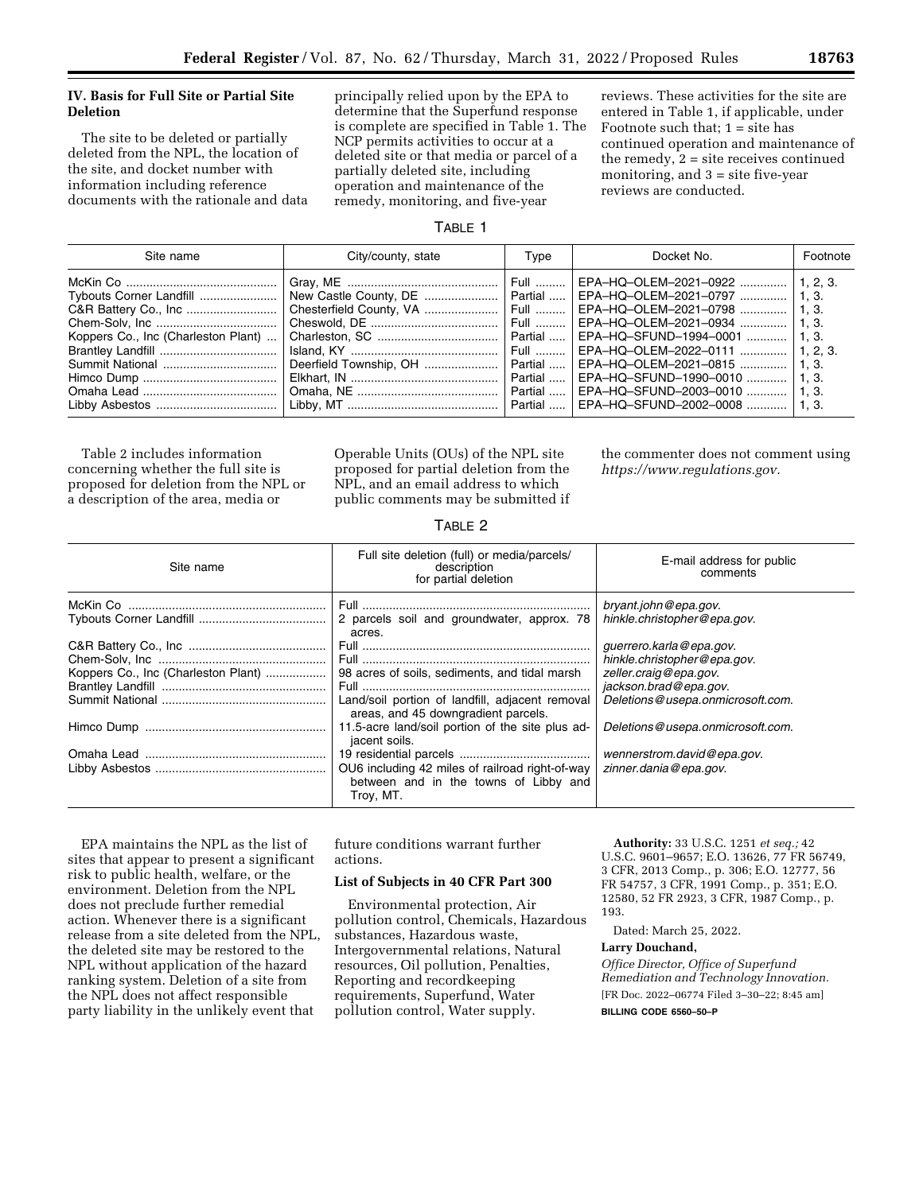### IV. Basis for Full Site or Partial Site Deletion

The site to be deleted or partially deleted from the NPL, the location of the site, and docket number with information including reference documents with the rationale and data principally relied upon by the EPA to determine that the Superfund response is complete are specified in Table 1. The NCP permits activities to occur at a deleted site or that media or parcel of a partially deleted site, including operation and maintenance of the remedy, monitoring, and five-year reviews. These activities for the site are entered in Table 1, if applicable, under Footnote such that; 1 = site has continued operation and maintenance of the remedy, 2 = site receives continued monitoring, and 3 = site five-year reviews are conducted.

TABLE 1

| Site name | City/county, state | Type | Docket No. | Footnote |
|---|---|---|---|---|
| McKin Co | Gray, ME | Full | EPA–HQ–OLEM–2021–0922 | 1, 2, 3. |
| Tybouts Corner Landfill | New Castle County, DE | Partial | EPA–HQ–OLEM–2021–0797 | 1, 3. |
| C&R Battery Co., Inc | Chesterfield County, VA | Full | EPA–HQ–OLEM–2021–0798 | 1, 3. |
| Chem-Solv, Inc | Cheswold, DE | Full | EPA–HQ–OLEM–2021–0934 | 1, 3. |
| Koppers Co., Inc (Charleston Plant) | Charleston, SC | Partial | EPA–HQ–SFUND–1994–0001 | 1, 3. |
| Brantley Landfill | Island, KY | Full | EPA–HQ–OLEM–2022–0111 | 1, 2, 3. |
| Summit National | Deerfield Township, OH | Partial | EPA–HQ–OLEM–2021–0815 | 1, 3. |
| Himco Dump | Elkhart, IN | Partial | EPA–HQ–SFUND–1990–0010 | 1, 3. |
| Omaha Lead | Omaha, NE | Partial | EPA–HQ–SFUND–2003–0010 | 1, 3. |
| Libby Asbestos | Libby, MT | Partial | EPA–HQ–SFUND–2002–0008 | 1, 3. |

Table 2 includes information concerning whether the full site is proposed for deletion from the NPL or a description of the area, media or Operable Units (OUs) of the NPL site proposed for partial deletion from the NPL, and an email address to which public comments may be submitted if the commenter does not comment using *https://www.regulations.gov.*

TABLE 2

| Site name | Full site deletion (full) or media/parcels/ description for partial deletion | E-mail address for public comments |
|---|---|---|
| McKin Co | Full | *bryant.john@epa.gov.* |
| Tybouts Corner Landfill | 2 parcels soil and groundwater, approx. 78 acres. | *hinkle.christopher@epa.gov.* |
| C&R Battery Co., Inc | Full | *guerrero.karla@epa.gov.* |
| Chem-Solv, Inc | Full | *hinkle.christopher@epa.gov.* |
| Koppers Co., Inc (Charleston Plant) | 98 acres of soils, sediments, and tidal marsh | *zeller.craig@epa.gov.* |
| Brantley Landfill | Full | *jackson.brad@epa.gov.* |
| Summit National | Land/soil portion of landfill, adjacent removal areas, and 45 downgradient parcels. | *Deletions@usepa.onmicrosoft.com.* |
| Himco Dump | 11.5-acre land/soil portion of the site plus adjacent soils. | *Deletions@usepa.onmicrosoft.com.* |
| Omaha Lead | 19 residential parcels | *wennerstrom.david@epa.gov.* |
| Libby Asbestos | OU6 including 42 miles of railroad right-of-way between and in the towns of Libby and Troy, MT. | *zinner.dania@epa.gov.* |

EPA maintains the NPL as the list of sites that appear to present a significant risk to public health, welfare, or the environment. Deletion from the NPL does not preclude further remedial action. Whenever there is a significant release from a site deleted from the NPL, the deleted site may be restored to the NPL without application of the hazard ranking system. Deletion of a site from the NPL does not affect responsible party liability in the unlikely event that future conditions warrant further actions.

### List of Subjects in 40 CFR Part 300

Environmental protection, Air pollution control, Chemicals, Hazardous substances, Hazardous waste, Intergovernmental relations, Natural resources, Oil pollution, Penalties, Reporting and recordkeeping requirements, Superfund, Water pollution control, Water supply.

**Authority:** 33 U.S.C. 1251 *et seq.;* 42 U.S.C. 9601–9657; E.O. 13626, 77 FR 56749, 3 CFR, 2013 Comp., p. 306; E.O. 12777, 56 FR 54757, 3 CFR, 1991 Comp., p. 351; E.O. 12580, 52 FR 2923, 3 CFR, 1987 Comp., p. 193.

Dated: March 25, 2022.

**Larry Douchand,**

*Office Director, Office of Superfund Remediation and Technology Innovation.*

[FR Doc. 2022–06774 Filed 3–30–22; 8:45 am]

**BILLING CODE 6560–50–P**